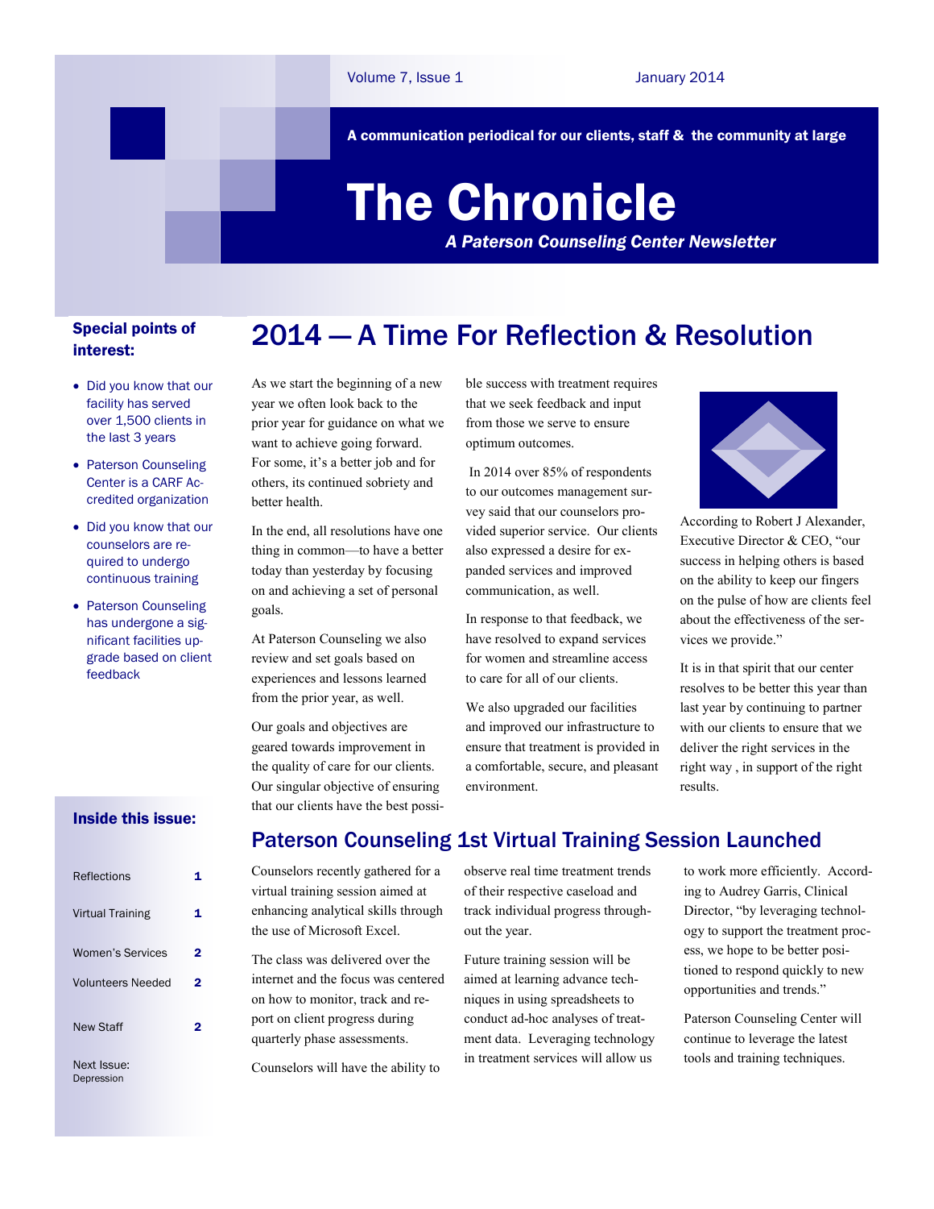Volume 7, Issue 1 January 2014

**A communication periodical for our clients, staff & the community at large**

# The Chronicle

***A Paterson Counseling Center Newsletter***

## 2014 — A Time For Reflection & Resolution

As we start the beginning of a new year we often look back to the prior year for guidance on what we want to achieve going forward. For some, it's a better job and for others, its continued sobriety and better health.

In the end, all resolutions have one thing in common—to have a better today than yesterday by focusing on and achieving a set of personal goals.

At Paterson Counseling we also review and set goals based on experiences and lessons learned from the prior year, as well.

Our goals and objectives are geared towards improvement in the quality of care for our clients. Our singular objective of ensuring that our clients have the best possible success with treatment requires that we seek feedback and input from those we serve to ensure optimum outcomes.

In 2014 over 85% of respondents to our outcomes management survey said that our counselors provided superior service. Our clients also expressed a desire for expanded services and improved communication, as well.

In response to that feedback, we have resolved to expand services for women and streamline access to care for all of our clients.

We also upgraded our facilities and improved our infrastructure to ensure that treatment is provided in a comfortable, secure, and pleasant environment.

According to Robert J Alexander, Executive Director & CEO, "our success in helping others is based on the ability to keep our fingers on the pulse of how are clients feel about the effectiveness of the services we provide."

It is in that spirit that our center resolves to be better this year than last year by continuing to partner with our clients to ensure that we deliver the right services in the right way , in support of the right results.

## Paterson Counseling 1st Virtual Training Session Launched

Counselors recently gathered for a virtual training session aimed at enhancing analytical skills through the use of Microsoft Excel.

The class was delivered over the internet and the focus was centered on how to monitor, track and report on client progress during quarterly phase assessments.

Counselors will have the ability to observe real time treatment trends of their respective caseload and track individual progress throughout the year.

Future training session will be aimed at learning advance techniques in using spreadsheets to conduct ad-hoc analyses of treatment data. Leveraging technology in treatment services will allow us to work more efficiently. According to Audrey Garris, Clinical Director, "by leveraging technology to support the treatment process, we hope to be better positioned to respond quickly to new opportunities and trends."

Paterson Counseling Center will continue to leverage the latest tools and training techniques.

### Special points of interest:

- Did you know that our facility has served over 1,500 clients in the last 3 years
- Paterson Counseling Center is a CARF Accredited organization
- Did you know that our counselors are required to undergo continuous training
- Paterson Counseling has undergone a significant facilities upgrade based on client feedback

### Inside this issue:

| | |
|---|---|
| Reflections | 1 |
| Virtual Training | 1 |
| Women's Services | 2 |
| Volunteers Needed | 2 |
| New Staff | 2 |

Next Issue: Depression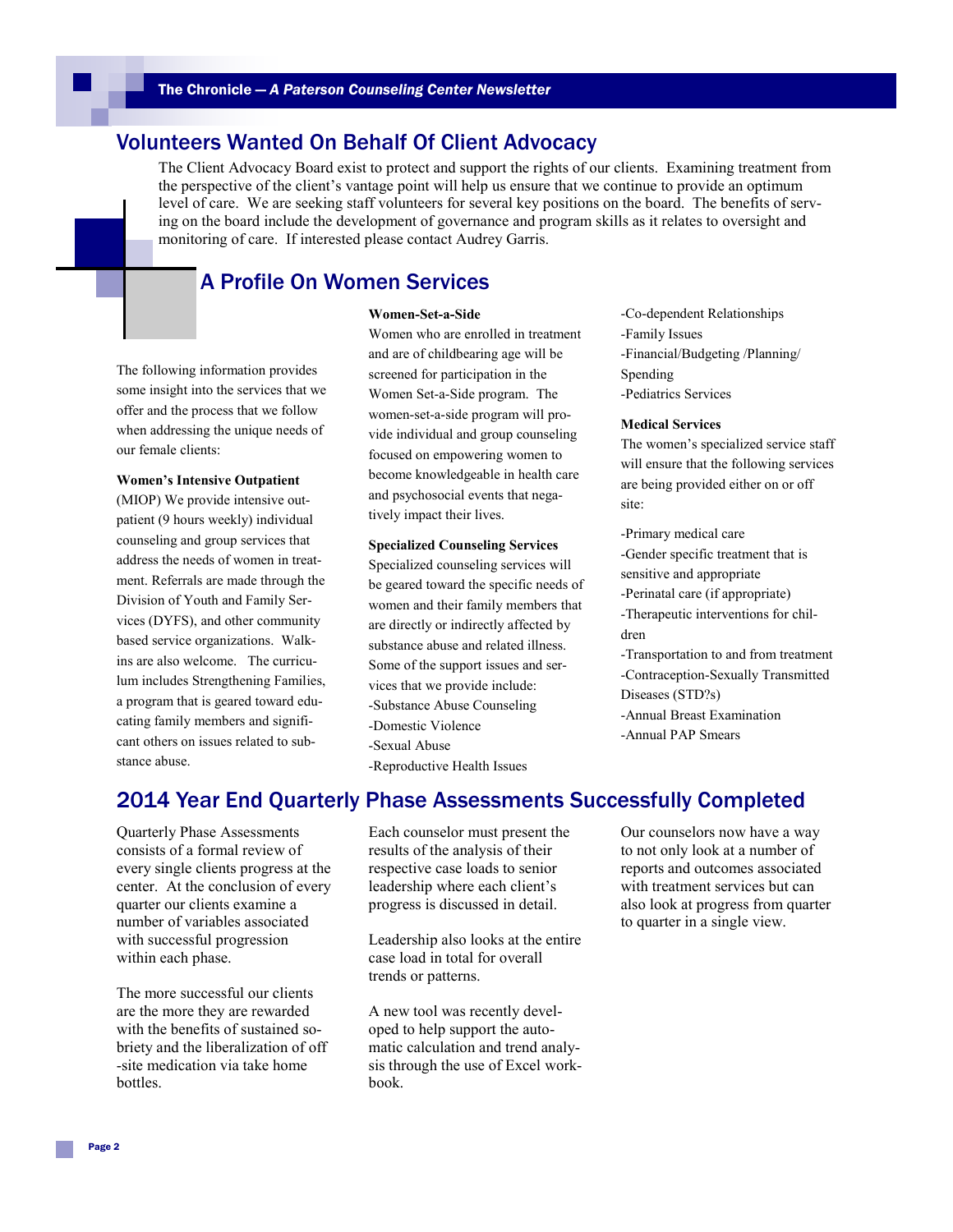## Volunteers Wanted On Behalf Of Client Advocacy

The Client Advocacy Board exist to protect and support the rights of our clients. Examining treatment from the perspective of the client's vantage point will help us ensure that we continue to provide an optimum level of care. We are seeking staff volunteers for several key positions on the board. The benefits of serving on the board include the development of governance and program skills as it relates to oversight and monitoring of care. If interested please contact Audrey Garris.

## A Profile On Women Services

The following information provides some insight into the services that we offer and the process that we follow when addressing the unique needs of our female clients:

**Women's Intensive Outpatient**

(MIOP) We provide intensive outpatient (9 hours weekly) individual counseling and group services that address the needs of women in treatment. Referrals are made through the Division of Youth and Family Services (DYFS), and other community based service organizations. Walk-ins are also welcome. The curriculum includes Strengthening Families, a program that is geared toward educating family members and significant others on issues related to substance abuse.

**Women-Set-a-Side**

Women who are enrolled in treatment and are of childbearing age will be screened for participation in the Women Set-a-Side program. The women-set-a-side program will provide individual and group counseling focused on empowering women to become knowledgeable in health care and psychosocial events that negatively impact their lives.

**Specialized Counseling Services**

Specialized counseling services will be geared toward the specific needs of women and their family members that are directly or indirectly affected by substance abuse and related illness. Some of the support issues and services that we provide include:

-Substance Abuse Counseling
-Domestic Violence
-Sexual Abuse
-Reproductive Health Issues
-Co-dependent Relationships
-Family Issues
-Financial/Budgeting /Planning/ Spending
-Pediatrics Services

**Medical Services**

The women's specialized service staff will ensure that the following services are being provided either on or off site:

-Primary medical care
-Gender specific treatment that is sensitive and appropriate
-Perinatal care (if appropriate)
-Therapeutic interventions for children
-Transportation to and from treatment
-Contraception-Sexually Transmitted Diseases (STD?s)
-Annual Breast Examination
-Annual PAP Smears

## 2014 Year End Quarterly Phase Assessments Successfully Completed

Quarterly Phase Assessments consists of a formal review of every single clients progress at the center. At the conclusion of every quarter our clients examine a number of variables associated with successful progression within each phase.

The more successful our clients are the more they are rewarded with the benefits of sustained sobriety and the liberalization of off-site medication via take home bottles.

Each counselor must present the results of the analysis of their respective case loads to senior leadership where each client's progress is discussed in detail.

Leadership also looks at the entire case load in total for overall trends or patterns.

A new tool was recently developed to help support the automatic calculation and trend analysis through the use of Excel workbook.

Our counselors now have a way to not only look at a number of reports and outcomes associated with treatment services but can also look at progress from quarter to quarter in a single view.